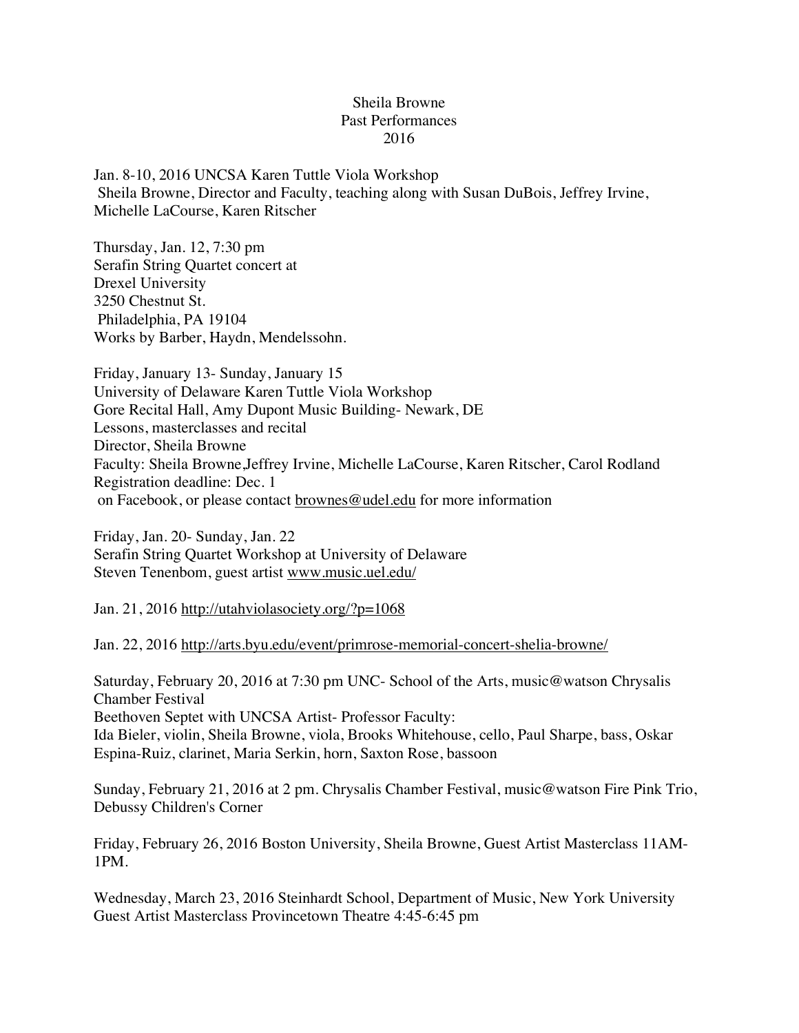# Sheila Browne
## Past Performances
## 2016

Jan. 8-10, 2016 UNCSA Karen Tuttle Viola Workshop
Sheila Browne, Director and Faculty, teaching along with Susan DuBois, Jeffrey Irvine, Michelle LaCourse, Karen Ritscher

Thursday, Jan. 12, 7:30 pm
Serafin String Quartet concert at
Drexel University
3250 Chestnut St.
Philadelphia, PA 19104
Works by Barber, Haydn, Mendelssohn.

Friday, January 13- Sunday, January 15
University of Delaware Karen Tuttle Viola Workshop
Gore Recital Hall, Amy Dupont Music Building- Newark, DE
Lessons, masterclasses and recital
Director, Sheila Browne
Faculty: Sheila Browne,Jeffrey Irvine, Michelle LaCourse, Karen Ritscher, Carol Rodland
Registration deadline: Dec. 1
on Facebook, or please contact brownes@udel.edu for more information

Friday, Jan. 20- Sunday, Jan. 22
Serafin String Quartet Workshop at University of Delaware
Steven Tenenbom, guest artist www.music.uel.edu/

Jan. 21, 2016 http://utahviolasociety.org/?p=1068

Jan. 22, 2016 http://arts.byu.edu/event/primrose-memorial-concert-shelia-browne/

Saturday, February 20, 2016 at 7:30 pm UNC- School of the Arts, music@watson Chrysalis Chamber Festival
Beethoven Septet with UNCSA Artist- Professor Faculty:
Ida Bieler, violin, Sheila Browne, viola, Brooks Whitehouse, cello, Paul Sharpe, bass, Oskar Espina-Ruiz, clarinet, Maria Serkin, horn, Saxton Rose, bassoon

Sunday, February 21, 2016 at 2 pm. Chrysalis Chamber Festival, music@watson Fire Pink Trio, Debussy Children's Corner

Friday, February 26, 2016 Boston University, Sheila Browne, Guest Artist Masterclass 11AM-1PM.

Wednesday, March 23, 2016 Steinhardt School, Department of Music, New York University
Guest Artist Masterclass Provincetown Theatre 4:45-6:45 pm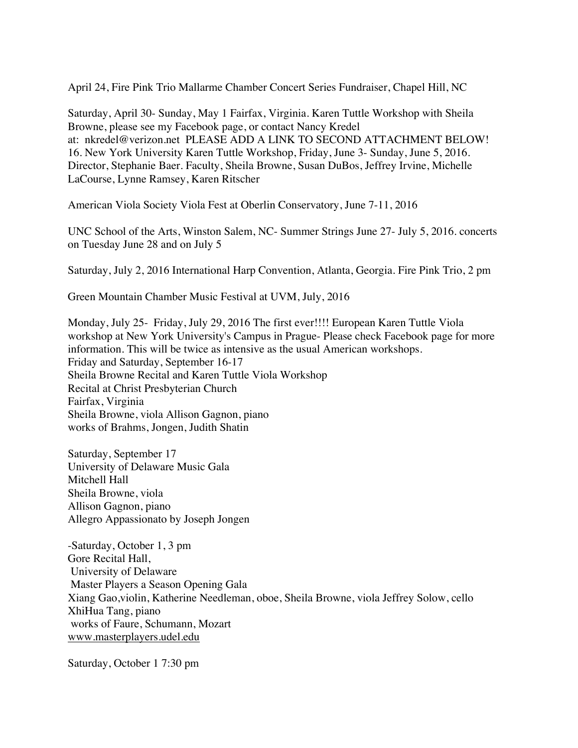April 24, Fire Pink Trio Mallarme Chamber Concert Series Fundraiser, Chapel Hill, NC

Saturday, April 30- Sunday, May 1 Fairfax, Virginia. Karen Tuttle Workshop with Sheila Browne, please see my Facebook page, or contact Nancy Kredel at: nkredel@verizon.net PLEASE ADD A LINK TO SECOND ATTACHMENT BELOW!
16. New York University Karen Tuttle Workshop, Friday, June 3- Sunday, June 5, 2016. Director, Stephanie Baer. Faculty, Sheila Browne, Susan DuBos, Jeffrey Irvine, Michelle LaCourse, Lynne Ramsey, Karen Ritscher

American Viola Society Viola Fest at Oberlin Conservatory, June 7-11, 2016

UNC School of the Arts, Winston Salem, NC- Summer Strings June 27- July 5, 2016. concerts on Tuesday June 28 and on July 5

Saturday, July 2, 2016 International Harp Convention, Atlanta, Georgia. Fire Pink Trio, 2 pm

Green Mountain Chamber Music Festival at UVM, July, 2016

Monday, July 25- Friday, July 29, 2016 The first ever!!!! European Karen Tuttle Viola workshop at New York University's Campus in Prague- Please check Facebook page for more information. This will be twice as intensive as the usual American workshops.
Friday and Saturday, September 16-17
Sheila Browne Recital and Karen Tuttle Viola Workshop
Recital at Christ Presbyterian Church
Fairfax, Virginia
Sheila Browne, viola Allison Gagnon, piano
works of Brahms, Jongen, Judith Shatin

Saturday, September 17
University of Delaware Music Gala
Mitchell Hall
Sheila Browne, viola
Allison Gagnon, piano
Allegro Appassionato by Joseph Jongen

-Saturday, October 1, 3 pm
Gore Recital Hall,
University of Delaware
Master Players a Season Opening Gala
Xiang Gao,violin, Katherine Needleman, oboe, Sheila Browne, viola Jeffrey Solow, cello
XhiHua Tang, piano
works of Faure, Schumann, Mozart
www.masterplayers.udel.edu

Saturday, October 1 7:30 pm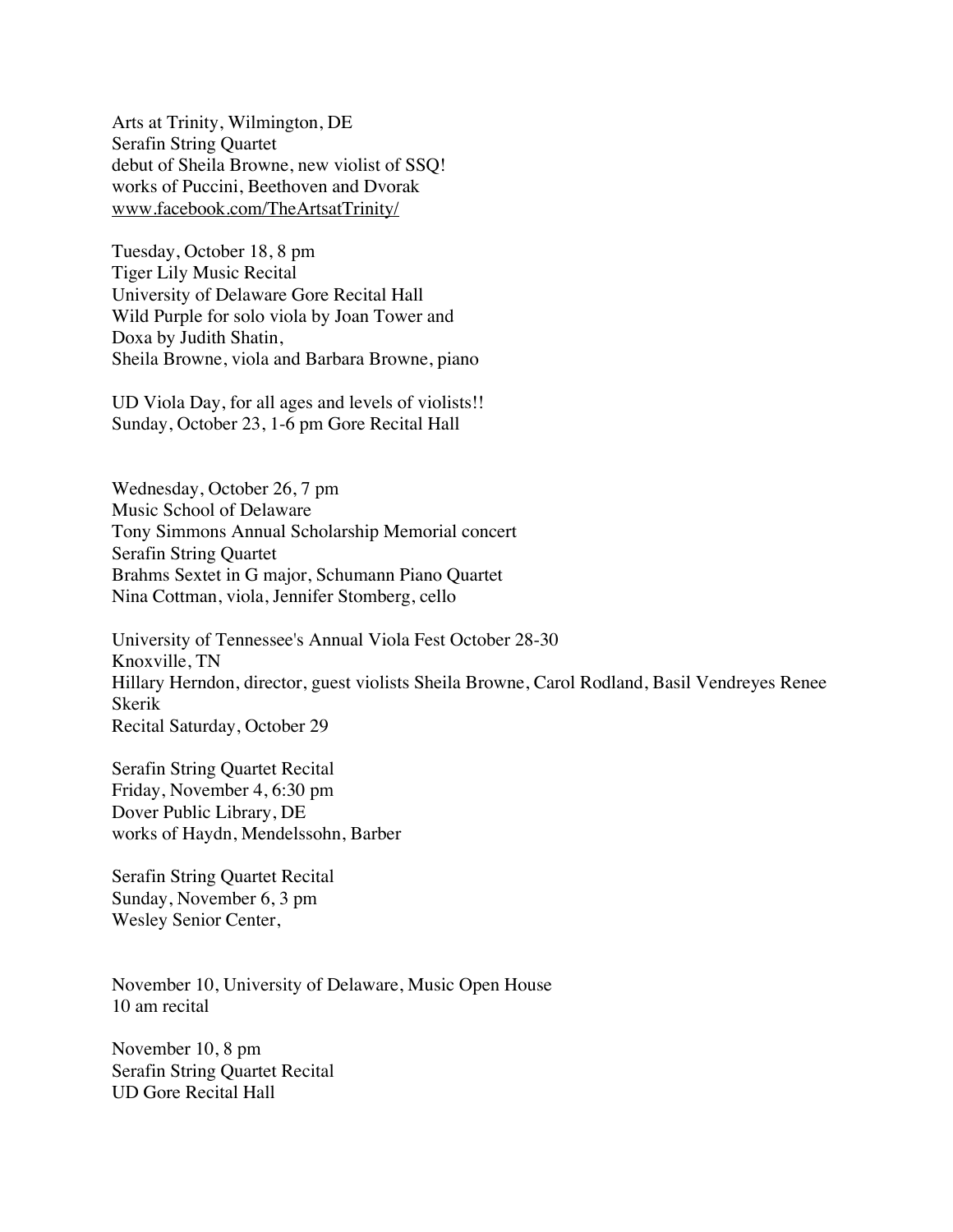Arts at Trinity, Wilmington, DE
Serafin String Quartet
debut of Sheila Browne, new violist of SSQ!
works of Puccini, Beethoven and Dvorak
www.facebook.com/TheArtsatTrinity/

Tuesday, October 18, 8 pm
Tiger Lily Music Recital
University of Delaware Gore Recital Hall
Wild Purple for solo viola by Joan Tower and
Doxa by Judith Shatin,
Sheila Browne, viola and Barbara Browne, piano

UD Viola Day, for all ages and levels of violists!!
Sunday, October 23, 1-6 pm Gore Recital Hall

Wednesday, October 26, 7 pm
Music School of Delaware
Tony Simmons Annual Scholarship Memorial concert
Serafin String Quartet
Brahms Sextet in G major, Schumann Piano Quartet
Nina Cottman, viola, Jennifer Stomberg, cello

University of Tennessee's Annual Viola Fest October 28-30
Knoxville, TN
Hillary Herndon, director, guest violists Sheila Browne, Carol Rodland, Basil Vendreyes Renee Skerik
Recital Saturday, October 29

Serafin String Quartet Recital
Friday, November 4, 6:30 pm
Dover Public Library, DE
works of Haydn, Mendelssohn, Barber

Serafin String Quartet Recital
Sunday, November 6, 3 pm
Wesley Senior Center,

November 10, University of Delaware, Music Open House
10 am recital

November 10, 8 pm
Serafin String Quartet Recital
UD Gore Recital Hall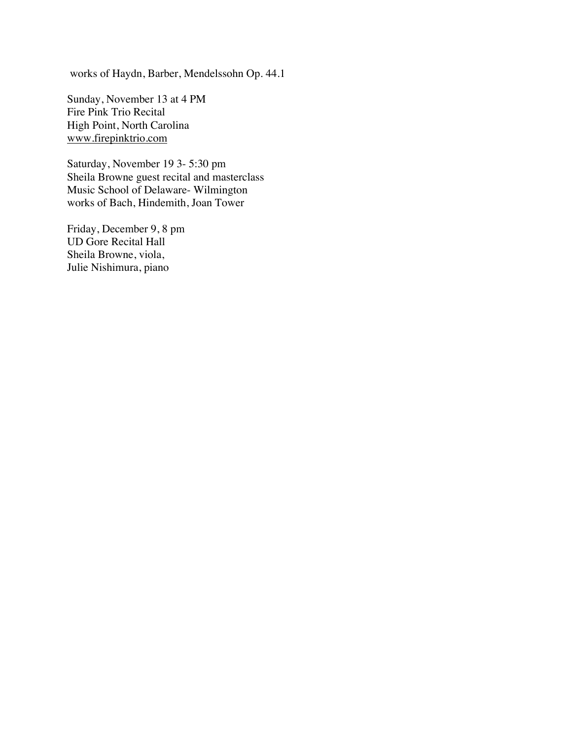works of Haydn, Barber, Mendelssohn Op. 44.1

Sunday, November 13 at 4 PM
Fire Pink Trio Recital
High Point, North Carolina
www.firepinktrio.com

Saturday, November 19 3- 5:30 pm
Sheila Browne guest recital and masterclass
Music School of Delaware- Wilmington
works of Bach, Hindemith, Joan Tower

Friday, December 9, 8 pm
UD Gore Recital Hall
Sheila Browne, viola,
Julie Nishimura, piano